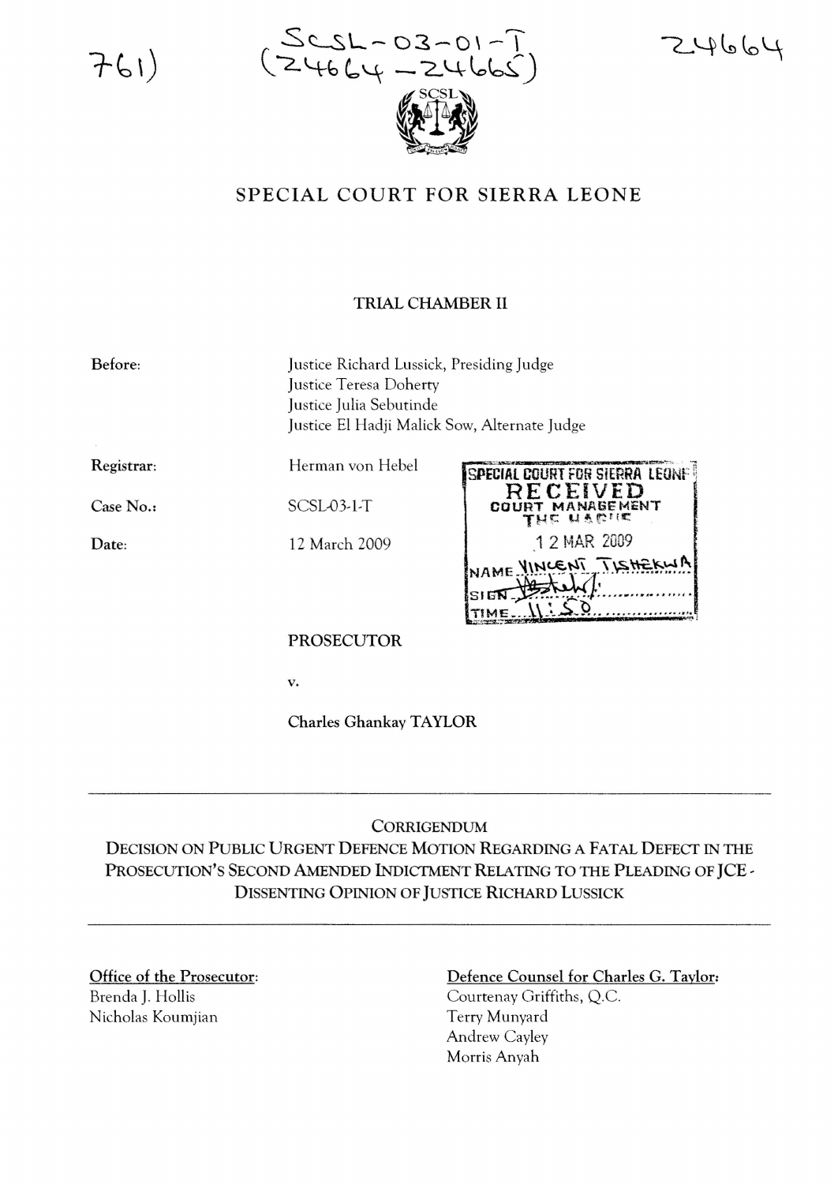761)

SCSL-03-01-T
(24664-24665)

24664

# SPECIAL COURT FOR SIERRA LEONE

## TRIAL CHAMBER II

**Before:** Justice Richard Lussick, Presiding Judge
Justice Teresa Doherty
Justice Julia Sebutinde
Justice El Hadji Malick Sow, Alternate Judge

**Registrar:** Herman von Hebel

**Case No.:** SCSL-03-1-T

**Date:** 12 March 2009

SPECIAL COURT FOR SIERRA LEONE
RECEIVED
COURT MANAGEMENT
THE HAGUE
12 MAR 2009
NAME VINCENT TISHEKWA
SIGN
TIME 11:50

**PROSECUTOR**

v.

**Charles Ghankay TAYLOR**

---

CORRIGENDUM

DECISION ON PUBLIC URGENT DEFENCE MOTION REGARDING A FATAL DEFECT IN THE PROSECUTION'S SECOND AMENDED INDICTMENT RELATING TO THE PLEADING OF JCE - DISSENTING OPINION OF JUSTICE RICHARD LUSSICK

---

**Office of the Prosecutor:**
Brenda J. Hollis
Nicholas Koumjian

**Defence Counsel for Charles G. Taylor:**
Courtenay Griffiths, Q.C.
Terry Munyard
Andrew Cayley
Morris Anyah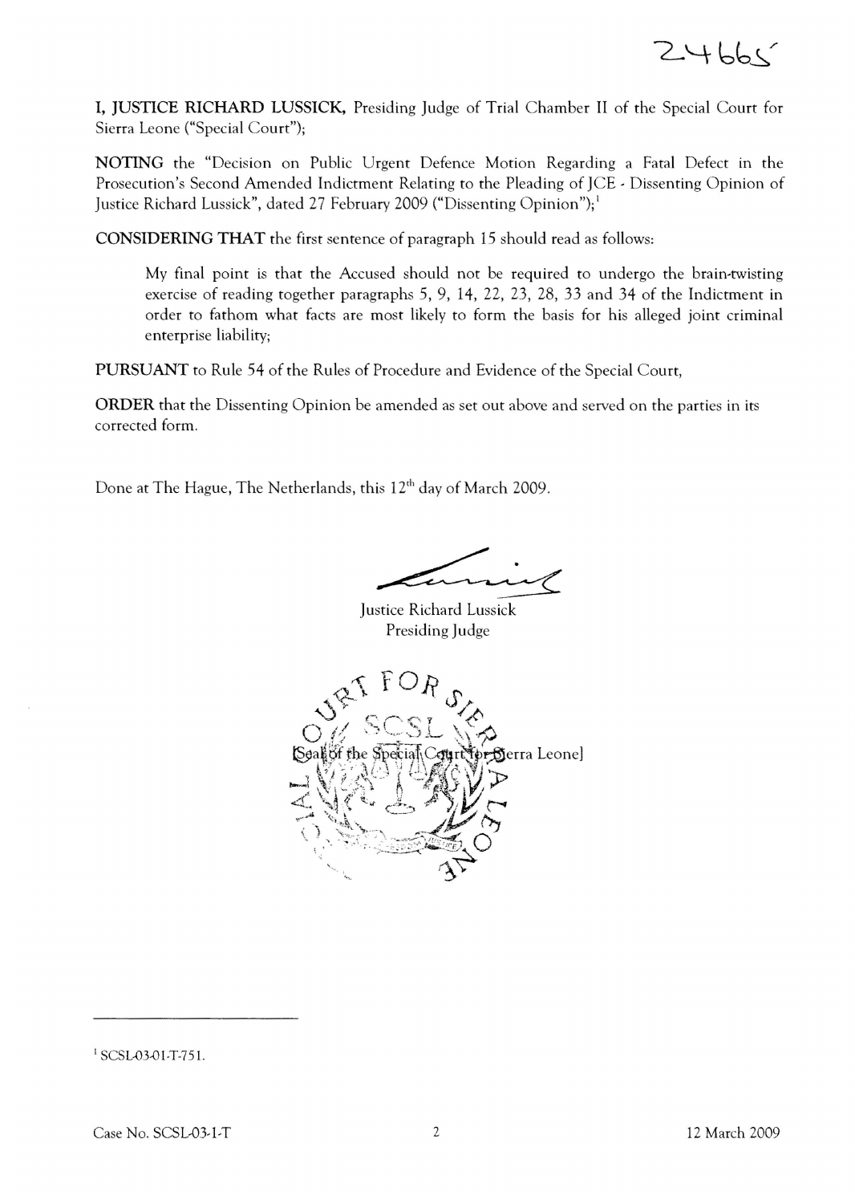24665

**I, JUSTICE RICHARD LUSSICK,** Presiding Judge of Trial Chamber II of the Special Court for Sierra Leone ("Special Court");

**NOTING** the "Decision on Public Urgent Defence Motion Regarding a Fatal Defect in the Prosecution's Second Amended Indictment Relating to the Pleading of JCE - Dissenting Opinion of Justice Richard Lussick", dated 27 February 2009 ("Dissenting Opinion");[1]

**CONSIDERING THAT** the first sentence of paragraph 15 should read as follows:

> My final point is that the Accused should not be required to undergo the brain-twisting exercise of reading together paragraphs 5, 9, 14, 22, 23, 28, 33 and 34 of the Indictment in order to fathom what facts are most likely to form the basis for his alleged joint criminal enterprise liability;

**PURSUANT** to Rule 54 of the Rules of Procedure and Evidence of the Special Court,

**ORDER** that the Dissenting Opinion be amended as set out above and served on the parties in its corrected form.

Done at The Hague, The Netherlands, this 12th day of March 2009.

Justice Richard Lussick
Presiding Judge

[Seal of the Special Court for Sierra Leone]

---

[1] SCSL-03-01-T-751.

Case No. SCSL-03-1-T 12 March 2009